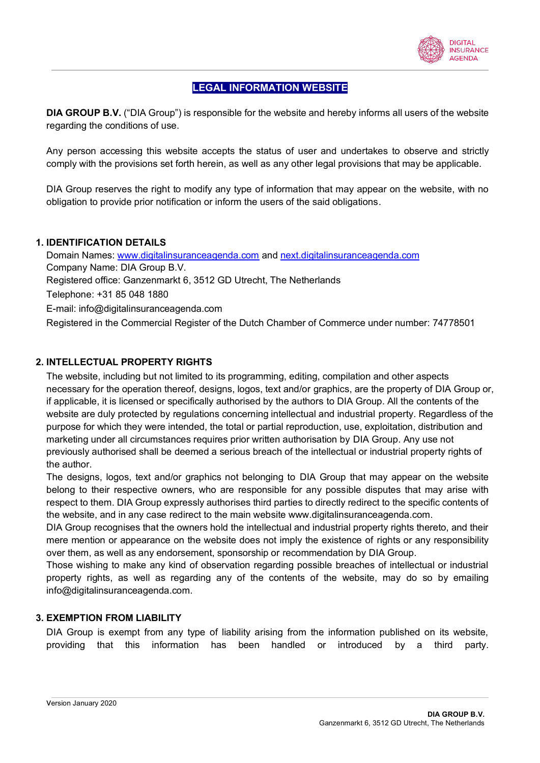# LEGAL INFORMATION WEBSITE

**DIA GROUP B.V.** ("DIA Group") is responsible for the website and hereby informs all users of the website regarding the conditions of use.

Any person accessing this website accepts the status of user and undertakes to observe and strictly comply with the provisions set forth herein, as well as any other legal provisions that may be applicable.

DIA Group reserves the right to modify any type of information that may appear on the website, with no obligation to provide prior notification or inform the users of the said obligations.

## 1. IDENTIFICATION DETAILS

Domain Names: www.digitalinsuranceagenda.com and next.digitalinsuranceagenda.com
Company Name: DIA Group B.V.
Registered office: Ganzenmarkt 6, 3512 GD Utrecht, The Netherlands
Telephone: +31 85 048 1880
E-mail: info@digitalinsuranceagenda.com
Registered in the Commercial Register of the Dutch Chamber of Commerce under number: 74778501

## 2. INTELLECTUAL PROPERTY RIGHTS

The website, including but not limited to its programming, editing, compilation and other aspects necessary for the operation thereof, designs, logos, text and/or graphics, are the property of DIA Group or, if applicable, it is licensed or specifically authorised by the authors to DIA Group. All the contents of the website are duly protected by regulations concerning intellectual and industrial property. Regardless of the purpose for which they were intended, the total or partial reproduction, use, exploitation, distribution and marketing under all circumstances requires prior written authorisation by DIA Group. Any use not previously authorised shall be deemed a serious breach of the intellectual or industrial property rights of the author.

The designs, logos, text and/or graphics not belonging to DIA Group that may appear on the website belong to their respective owners, who are responsible for any possible disputes that may arise with respect to them. DIA Group expressly authorises third parties to directly redirect to the specific contents of the website, and in any case redirect to the main website www.digitalinsuranceagenda.com.

DIA Group recognises that the owners hold the intellectual and industrial property rights thereto, and their mere mention or appearance on the website does not imply the existence of rights or any responsibility over them, as well as any endorsement, sponsorship or recommendation by DIA Group.

Those wishing to make any kind of observation regarding possible breaches of intellectual or industrial property rights, as well as regarding any of the contents of the website, may do so by emailing info@digitalinsuranceagenda.com.

## 3. EXEMPTION FROM LIABILITY

DIA Group is exempt from any type of liability arising from the information published on its website, providing that this information has been handled or introduced by a third party.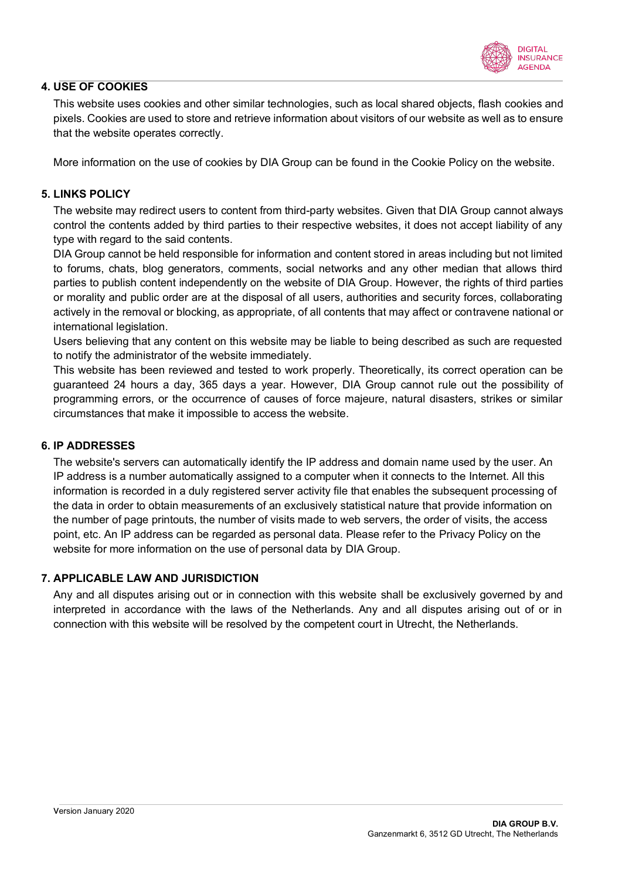## 4. USE OF COOKIES

This website uses cookies and other similar technologies, such as local shared objects, flash cookies and pixels. Cookies are used to store and retrieve information about visitors of our website as well as to ensure that the website operates correctly.

More information on the use of cookies by DIA Group can be found in the Cookie Policy on the website.

## 5. LINKS POLICY

The website may redirect users to content from third-party websites. Given that DIA Group cannot always control the contents added by third parties to their respective websites, it does not accept liability of any type with regard to the said contents.

DIA Group cannot be held responsible for information and content stored in areas including but not limited to forums, chats, blog generators, comments, social networks and any other median that allows third parties to publish content independently on the website of DIA Group. However, the rights of third parties or morality and public order are at the disposal of all users, authorities and security forces, collaborating actively in the removal or blocking, as appropriate, of all contents that may affect or contravene national or international legislation.

Users believing that any content on this website may be liable to being described as such are requested to notify the administrator of the website immediately.

This website has been reviewed and tested to work properly. Theoretically, its correct operation can be guaranteed 24 hours a day, 365 days a year. However, DIA Group cannot rule out the possibility of programming errors, or the occurrence of causes of force majeure, natural disasters, strikes or similar circumstances that make it impossible to access the website.

## 6. IP ADDRESSES

The website's servers can automatically identify the IP address and domain name used by the user. An IP address is a number automatically assigned to a computer when it connects to the Internet. All this information is recorded in a duly registered server activity file that enables the subsequent processing of the data in order to obtain measurements of an exclusively statistical nature that provide information on the number of page printouts, the number of visits made to web servers, the order of visits, the access point, etc. An IP address can be regarded as personal data. Please refer to the Privacy Policy on the website for more information on the use of personal data by DIA Group.

## 7. APPLICABLE LAW AND JURISDICTION

Any and all disputes arising out or in connection with this website shall be exclusively governed by and interpreted in accordance with the laws of the Netherlands. Any and all disputes arising out of or in connection with this website will be resolved by the competent court in Utrecht, the Netherlands.

Version January 2020

**DIA GROUP B.V.**
Ganzenmarkt 6, 3512 GD Utrecht, The Netherlands